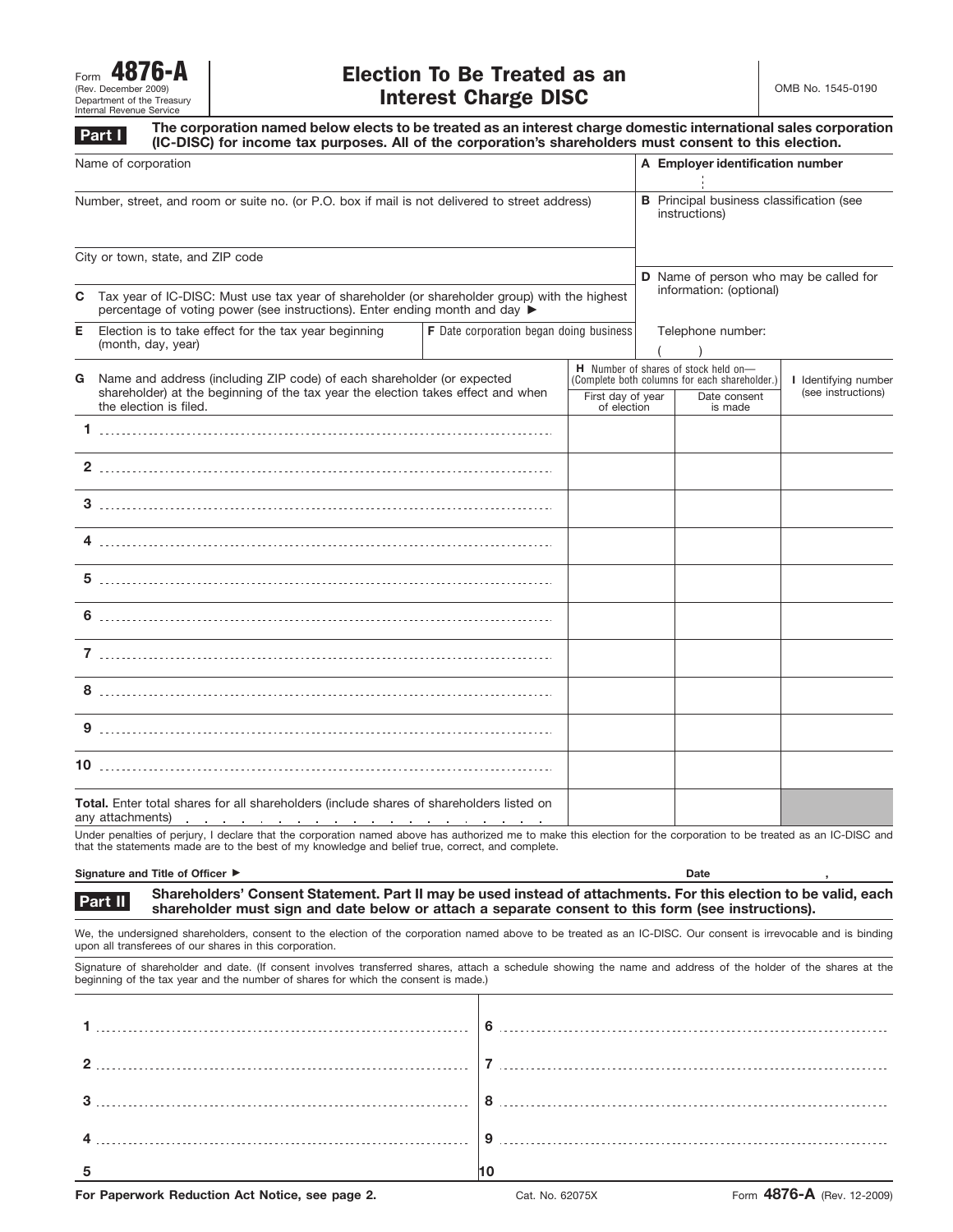Form **4876-A**
(Rev. December 2009)
Department of the Treasury
Internal Revenue Service

# Election To Be Treated as an Interest Charge DISC

OMB No. 1545-0190

**Part I** **The corporation named below elects to be treated as an interest charge domestic international sales corporation (IC-DISC) for income tax purposes. All of the corporation's shareholders must consent to this election.**

| | |
|---|---|
| Name of corporation | **A** Employer identification number |
| Number, street, and room or suite no. (or P.O. box if mail is not delivered to street address) | **B** Principal business classification (see instructions) |
| City or town, state, and ZIP code | **D** Name of person who may be called for information: (optional) |
| **C** Tax year of IC-DISC: Must use tax year of shareholder (or shareholder group) with the highest percentage of voting power (see instructions). Enter ending month and day ▶ | |
| **E** Election is to take effect for the tax year beginning (month, day, year) / **F** Date corporation began doing business | Telephone number: ( ) |

| **G** Name and address (including ZIP code) of each shareholder (or expected shareholder) at the beginning of the tax year the election takes effect and when the election is filed. | **H** Number of shares of stock held on— (Complete both columns for each shareholder.) | | **I** Identifying number (see instructions) |
|---|---|---|---|
| | First day of year of election | Date consent is made | |
| 1 | | | |
| 2 | | | |
| 3 | | | |
| 4 | | | |
| 5 | | | |
| 6 | | | |
| 7 | | | |
| 8 | | | |
| 9 | | | |
| 10 | | | |
| **Total.** Enter total shares for all shareholders (include shares of shareholders listed on any attachments) | | | |

Under penalties of perjury, I declare that the corporation named above has authorized me to make this election for the corporation to be treated as an IC-DISC and that the statements made are to the best of my knowledge and belief true, correct, and complete.

**Signature and Title of Officer ▶** **Date** ,

**Part II** **Shareholders' Consent Statement. Part II may be used instead of attachments. For this election to be valid, each shareholder must sign and date below or attach a separate consent to this form (see instructions).**

We, the undersigned shareholders, consent to the election of the corporation named above to be treated as an IC-DISC. Our consent is irrevocable and is binding upon all transferees of our shares in this corporation.

Signature of shareholder and date. (If consent involves transferred shares, attach a schedule showing the name and address of the holder of the shares at the beginning of the tax year and the number of shares for which the consent is made.)

| | |
|---|---|
| 1 | 6 |
| 2 | 7 |
| 3 | 8 |
| 4 | 9 |
| 5 | 10 |

**For Paperwork Reduction Act Notice, see page 2.** Cat. No. 62075X Form **4876-A** (Rev. 12-2009)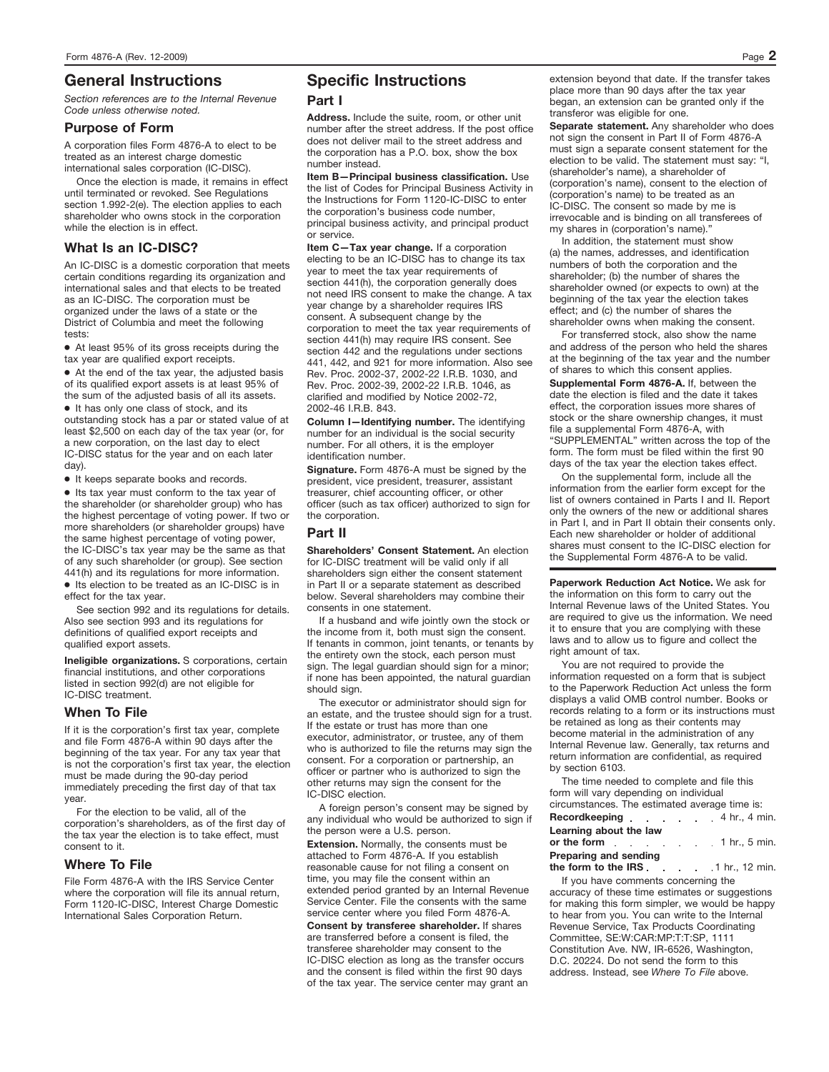# General Instructions

*Section references are to the Internal Revenue Code unless otherwise noted.*

## Purpose of Form

A corporation files Form 4876-A to elect to be treated as an interest charge domestic international sales corporation (IC-DISC).

Once the election is made, it remains in effect until terminated or revoked. See Regulations section 1.992-2(e). The election applies to each shareholder who owns stock in the corporation while the election is in effect.

## What Is an IC-DISC?

An IC-DISC is a domestic corporation that meets certain conditions regarding its organization and international sales and that elects to be treated as an IC-DISC. The corporation must be organized under the laws of a state or the District of Columbia and meet the following tests:

- At least 95% of its gross receipts during the tax year are qualified export receipts.
- At the end of the tax year, the adjusted basis of its qualified export assets is at least 95% of the sum of the adjusted basis of all its assets.
- It has only one class of stock, and its outstanding stock has a par or stated value of at least $2,500 on each day of the tax year (or, for a new corporation, on the last day to elect IC-DISC status for the year and on each later day).
- It keeps separate books and records.
- Its tax year must conform to the tax year of the shareholder (or shareholder group) who has the highest percentage of voting power. If two or more shareholders (or shareholder groups) have the same highest percentage of voting power, the IC-DISC's tax year may be the same as that of any such shareholder (or group). See section 441(h) and its regulations for more information.
- Its election to be treated as an IC-DISC is in effect for the tax year.

See section 992 and its regulations for details. Also see section 993 and its regulations for definitions of qualified export receipts and qualified export assets.

**Ineligible organizations.** S corporations, certain financial institutions, and other corporations listed in section 992(d) are not eligible for IC-DISC treatment.

## When To File

If it is the corporation's first tax year, complete and file Form 4876-A within 90 days after the beginning of the tax year. For any tax year that is not the corporation's first tax year, the election must be made during the 90-day period immediately preceding the first day of that tax year.

For the election to be valid, all of the corporation's shareholders, as of the first day of the tax year the election is to take effect, must consent to it.

## Where To File

File Form 4876-A with the IRS Service Center where the corporation will file its annual return, Form 1120-IC-DISC, Interest Charge Domestic International Sales Corporation Return.

# Specific Instructions

## Part I

**Address.** Include the suite, room, or other unit number after the street address. If the post office does not deliver mail to the street address and the corporation has a P.O. box, show the box number instead.

**Item B—Principal business classification.** Use the list of Codes for Principal Business Activity in the Instructions for Form 1120-IC-DISC to enter the corporation's business code number, principal business activity, and principal product or service.

**Item C—Tax year change.** If a corporation electing to be an IC-DISC has to change its tax year to meet the tax year requirements of section 441(h), the corporation generally does not need IRS consent to make the change. A tax year change by a shareholder requires IRS consent. A subsequent change by the corporation to meet the tax year requirements of section 441(h) may require IRS consent. See section 442 and the regulations under sections 441, 442, and 921 for more information. Also see Rev. Proc. 2002-37, 2002-22 I.R.B. 1030, and Rev. Proc. 2002-39, 2002-22 I.R.B. 1046, as clarified and modified by Notice 2002-72, 2002-46 I.R.B. 843.

**Column I—Identifying number.** The identifying number for an individual is the social security number. For all others, it is the employer identification number.

**Signature.** Form 4876-A must be signed by the president, vice president, treasurer, assistant treasurer, chief accounting officer, or other officer (such as tax officer) authorized to sign for the corporation.

## Part II

**Shareholders' Consent Statement.** An election for IC-DISC treatment will be valid only if all shareholders sign either the consent statement in Part II or a separate statement as described below. Several shareholders may combine their consents in one statement.

If a husband and wife jointly own the stock or the income from it, both must sign the consent. If tenants in common, joint tenants, or tenants by the entirety own the stock, each person must sign. The legal guardian should sign for a minor; if none has been appointed, the natural guardian should sign.

The executor or administrator should sign for an estate, and the trustee should sign for a trust. If the estate or trust has more than one executor, administrator, or trustee, any of them who is authorized to file the returns may sign the consent. For a corporation or partnership, an officer or partner who is authorized to sign the other returns may sign the consent for the IC-DISC election.

A foreign person's consent may be signed by any individual who would be authorized to sign if the person were a U.S. person.

**Extension.** Normally, the consents must be attached to Form 4876-A. If you establish reasonable cause for not filing a consent on time, you may file the consent within an extended period granted by an Internal Revenue Service Center. File the consents with the same service center where you filed Form 4876-A.

**Consent by transferee shareholder.** If shares are transferred before a consent is filed, the transferee shareholder may consent to the IC-DISC election as long as the transfer occurs and the consent is filed within the first 90 days of the tax year. The service center may grant an extension beyond that date. If the transfer takes place more than 90 days after the tax year began, an extension can be granted only if the transferor was eligible for one.

**Separate statement.** Any shareholder who does not sign the consent in Part II of Form 4876-A must sign a separate consent statement for the election to be valid. The statement must say: "I, (shareholder's name), a shareholder of (corporation's name), consent to the election of (corporation's name) to be treated as an IC-DISC. The consent so made by me is irrevocable and is binding on all transferees of my shares in (corporation's name)."

In addition, the statement must show (a) the names, addresses, and identification numbers of both the corporation and the shareholder; (b) the number of shares the shareholder owned (or expects to own) at the beginning of the tax year the election takes effect; and (c) the number of shares the shareholder owns when making the consent.

For transferred stock, also show the name and address of the person who held the shares at the beginning of the tax year and the number of shares to which this consent applies.

**Supplemental Form 4876-A.** If, between the date the election is filed and the date it takes effect, the corporation issues more shares of stock or the share ownership changes, it must file a supplemental Form 4876-A, with "SUPPLEMENTAL" written across the top of the form. The form must be filed within the first 90 days of the tax year the election takes effect.

On the supplemental form, include all the information from the earlier form except for the list of owners contained in Parts I and II. Report only the owners of the new or additional shares in Part I, and in Part II obtain their consents only. Each new shareholder or holder of additional shares must consent to the IC-DISC election for the Supplemental Form 4876-A to be valid.

---

**Paperwork Reduction Act Notice.** We ask for the information on this form to carry out the Internal Revenue laws of the United States. You are required to give us the information. We need it to ensure that you are complying with these laws and to allow us to figure and collect the right amount of tax.

You are not required to provide the information requested on a form that is subject to the Paperwork Reduction Act unless the form displays a valid OMB control number. Books or records relating to a form or its instructions must be retained as long as their contents may become material in the administration of any Internal Revenue law. Generally, tax returns and return information are confidential, as required by section 6103.

The time needed to complete and file this form will vary depending on individual circumstances. The estimated average time is:

| | |
|---|---|
| **Recordkeeping** | 4 hr., 4 min. |
| **Learning about the law or the form** | 1 hr., 5 min. |
| **Preparing and sending the form to the IRS** | 1 hr., 12 min. |

If you have comments concerning the accuracy of these time estimates or suggestions for making this form simpler, we would be happy to hear from you. You can write to the Internal Revenue Service, Tax Products Coordinating Committee, SE:W:CAR:MP:T:T:SP, 1111 Constitution Ave. NW, IR-6526, Washington, D.C. 20224. Do not send the form to this address. Instead, see *Where To File* above.